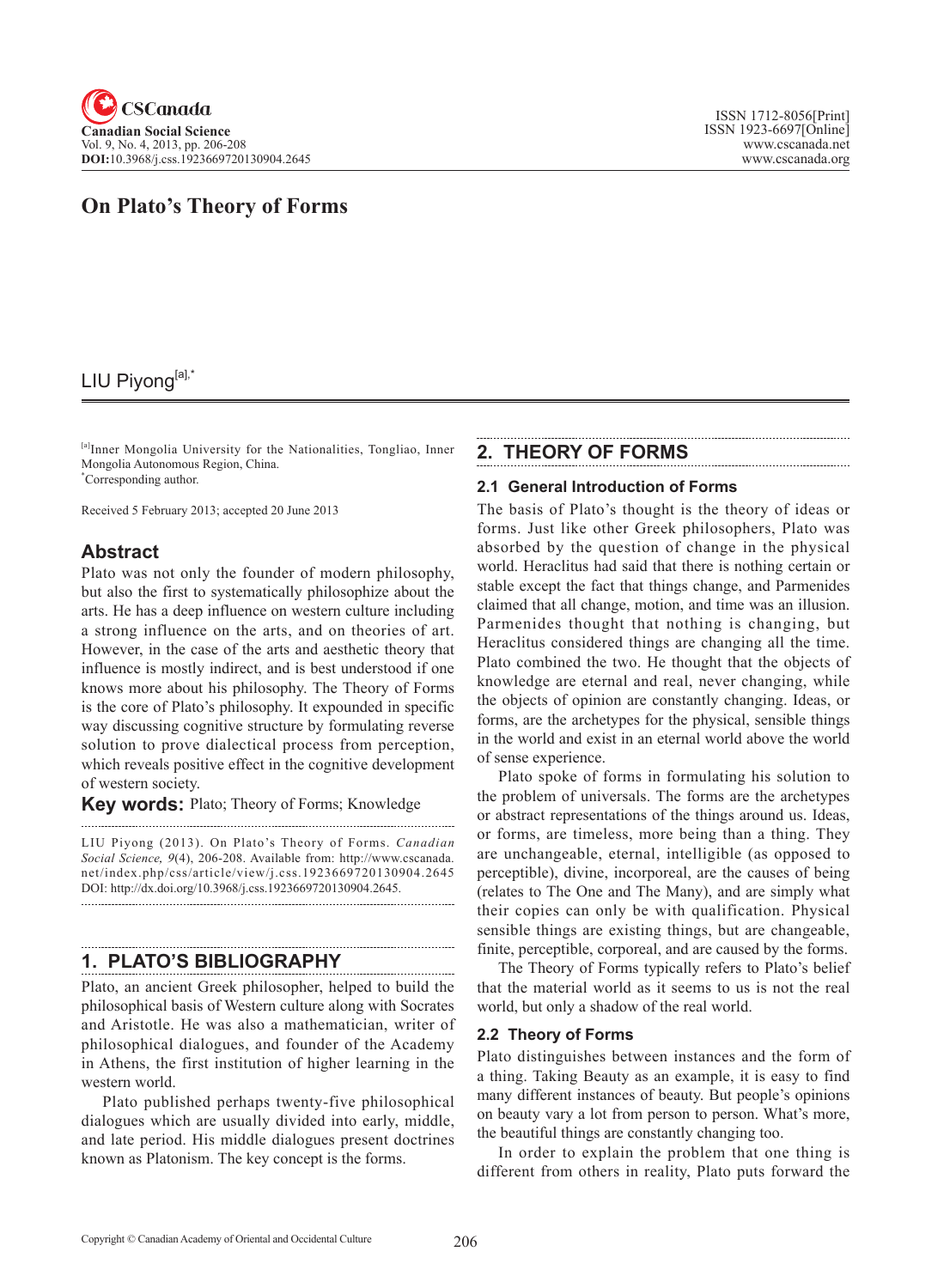# On Plato's Theory of Forms

LIU Piyong[a],*

[a]Inner Mongolia University for the Nationalities, Tongliao, Inner Mongolia Autonomous Region, China.
*Corresponding author.

Received 5 February 2013; accepted 20 June 2013

## Abstract

Plato was not only the founder of modern philosophy, but also the first to systematically philosophize about the arts. He has a deep influence on western culture including a strong influence on the arts, and on theories of art. However, in the case of the arts and aesthetic theory that influence is mostly indirect, and is best understood if one knows more about his philosophy. The Theory of Forms is the core of Plato's philosophy. It expounded in specific way discussing cognitive structure by formulating reverse solution to prove dialectical process from perception, which reveals positive effect in the cognitive development of western society.

**Key words:** Plato; Theory of Forms; Knowledge

LIU Piyong (2013). On Plato's Theory of Forms. *Canadian Social Science, 9*(4), 206-208. Available from: http://www.cscanada.net/index.php/css/article/view/j.css.1923669720130904.2645 DOI: http://dx.doi.org/10.3968/j.css.1923669720130904.2645.

## 1. PLATO'S BIBLIOGRAPHY

Plato, an ancient Greek philosopher, helped to build the philosophical basis of Western culture along with Socrates and Aristotle. He was also a mathematician, writer of philosophical dialogues, and founder of the Academy in Athens, the first institution of higher learning in the western world.

Plato published perhaps twenty-five philosophical dialogues which are usually divided into early, middle, and late period. His middle dialogues present doctrines known as Platonism. The key concept is the forms.

## 2. THEORY OF FORMS

### 2.1 General Introduction of Forms

The basis of Plato's thought is the theory of ideas or forms. Just like other Greek philosophers, Plato was absorbed by the question of change in the physical world. Heraclitus had said that there is nothing certain or stable except the fact that things change, and Parmenides claimed that all change, motion, and time was an illusion. Parmenides thought that nothing is changing, but Heraclitus considered things are changing all the time. Plato combined the two. He thought that the objects of knowledge are eternal and real, never changing, while the objects of opinion are constantly changing. Ideas, or forms, are the archetypes for the physical, sensible things in the world and exist in an eternal world above the world of sense experience.

Plato spoke of forms in formulating his solution to the problem of universals. The forms are the archetypes or abstract representations of the things around us. Ideas, or forms, are timeless, more being than a thing. They are unchangeable, eternal, intelligible (as opposed to perceptible), divine, incorporeal, are the causes of being (relates to The One and The Many), and are simply what their copies can only be with qualification. Physical sensible things are existing things, but are changeable, finite, perceptible, corporeal, and are caused by the forms.

The Theory of Forms typically refers to Plato's belief that the material world as it seems to us is not the real world, but only a shadow of the real world.

### 2.2 Theory of Forms

Plato distinguishes between instances and the form of a thing. Taking Beauty as an example, it is easy to find many different instances of beauty. But people's opinions on beauty vary a lot from person to person. What's more, the beautiful things are constantly changing too.

In order to explain the problem that one thing is different from others in reality, Plato puts forward the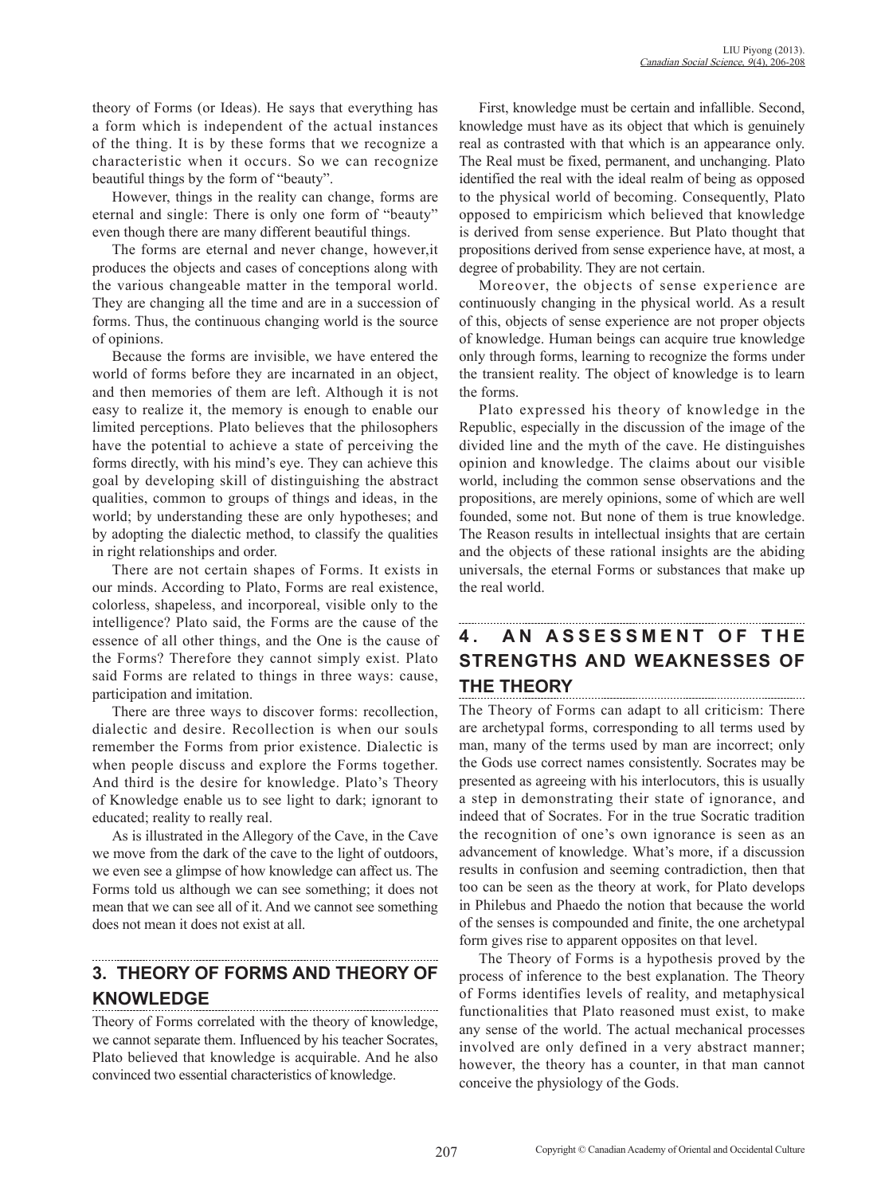theory of Forms (or Ideas). He says that everything has a form which is independent of the actual instances of the thing. It is by these forms that we recognize a characteristic when it occurs. So we can recognize beautiful things by the form of "beauty".

However, things in the reality can change, forms are eternal and single: There is only one form of "beauty" even though there are many different beautiful things.

The forms are eternal and never change, however,it produces the objects and cases of conceptions along with the various changeable matter in the temporal world. They are changing all the time and are in a succession of forms. Thus, the continuous changing world is the source of opinions.

Because the forms are invisible, we have entered the world of forms before they are incarnated in an object, and then memories of them are left. Although it is not easy to realize it, the memory is enough to enable our limited perceptions. Plato believes that the philosophers have the potential to achieve a state of perceiving the forms directly, with his mind's eye. They can achieve this goal by developing skill of distinguishing the abstract qualities, common to groups of things and ideas, in the world; by understanding these are only hypotheses; and by adopting the dialectic method, to classify the qualities in right relationships and order.

There are not certain shapes of Forms. It exists in our minds. According to Plato, Forms are real existence, colorless, shapeless, and incorporeal, visible only to the intelligence? Plato said, the Forms are the cause of the essence of all other things, and the One is the cause of the Forms? Therefore they cannot simply exist. Plato said Forms are related to things in three ways: cause, participation and imitation.

There are three ways to discover forms: recollection, dialectic and desire. Recollection is when our souls remember the Forms from prior existence. Dialectic is when people discuss and explore the Forms together. And third is the desire for knowledge. Plato's Theory of Knowledge enable us to see light to dark; ignorant to educated; reality to really real.

As is illustrated in the Allegory of the Cave, in the Cave we move from the dark of the cave to the light of outdoors, we even see a glimpse of how knowledge can affect us. The Forms told us although we can see something; it does not mean that we can see all of it. And we cannot see something does not mean it does not exist at all.

## 3. THEORY OF FORMS AND THEORY OF KNOWLEDGE

Theory of Forms correlated with the theory of knowledge, we cannot separate them. Influenced by his teacher Socrates, Plato believed that knowledge is acquirable. And he also convinced two essential characteristics of knowledge.

First, knowledge must be certain and infallible. Second, knowledge must have as its object that which is genuinely real as contrasted with that which is an appearance only. The Real must be fixed, permanent, and unchanging. Plato identified the real with the ideal realm of being as opposed to the physical world of becoming. Consequently, Plato opposed to empiricism which believed that knowledge is derived from sense experience. But Plato thought that propositions derived from sense experience have, at most, a degree of probability. They are not certain.

Moreover, the objects of sense experience are continuously changing in the physical world. As a result of this, objects of sense experience are not proper objects of knowledge. Human beings can acquire true knowledge only through forms, learning to recognize the forms under the transient reality. The object of knowledge is to learn the forms.

Plato expressed his theory of knowledge in the Republic, especially in the discussion of the image of the divided line and the myth of the cave. He distinguishes opinion and knowledge. The claims about our visible world, including the common sense observations and the propositions, are merely opinions, some of which are well founded, some not. But none of them is true knowledge. The Reason results in intellectual insights that are certain and the objects of these rational insights are the abiding universals, the eternal Forms or substances that make up the real world.

## 4. AN ASSESSMENT OF THE STRENGTHS AND WEAKNESSES OF THE THEORY

The Theory of Forms can adapt to all criticism: There are archetypal forms, corresponding to all terms used by man, many of the terms used by man are incorrect; only the Gods use correct names consistently. Socrates may be presented as agreeing with his interlocutors, this is usually a step in demonstrating their state of ignorance, and indeed that of Socrates. For in the true Socratic tradition the recognition of one's own ignorance is seen as an advancement of knowledge. What's more, if a discussion results in confusion and seeming contradiction, then that too can be seen as the theory at work, for Plato develops in Philebus and Phaedo the notion that because the world of the senses is compounded and finite, the one archetypal form gives rise to apparent opposites on that level.

The Theory of Forms is a hypothesis proved by the process of inference to the best explanation. The Theory of Forms identifies levels of reality, and metaphysical functionalities that Plato reasoned must exist, to make any sense of the world. The actual mechanical processes involved are only defined in a very abstract manner; however, the theory has a counter, in that man cannot conceive the physiology of the Gods.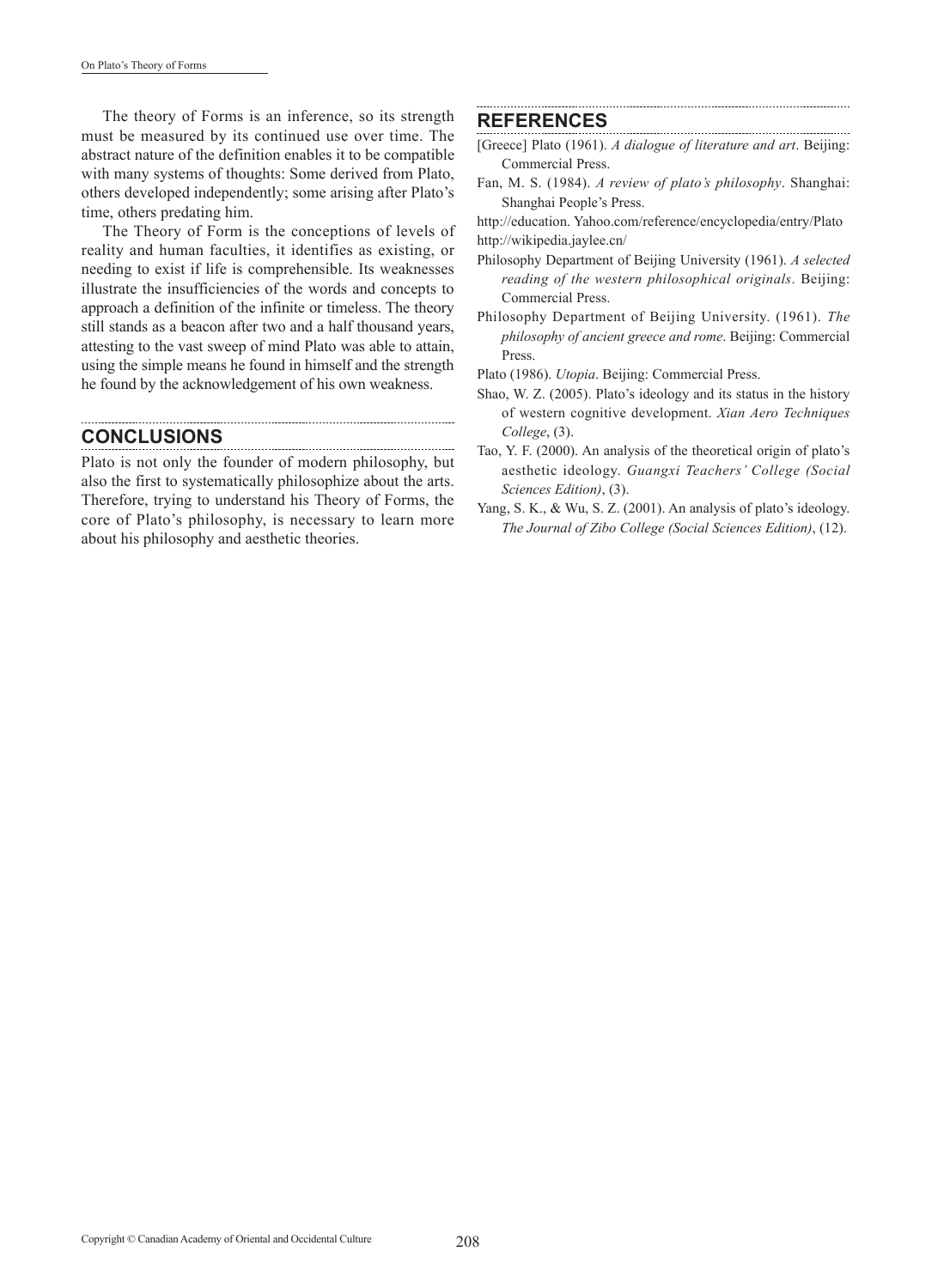The theory of Forms is an inference, so its strength must be measured by its continued use over time. The abstract nature of the definition enables it to be compatible with many systems of thoughts: Some derived from Plato, others developed independently; some arising after Plato's time, others predating him.

The Theory of Form is the conceptions of levels of reality and human faculties, it identifies as existing, or needing to exist if life is comprehensible. Its weaknesses illustrate the insufficiencies of the words and concepts to approach a definition of the infinite or timeless. The theory still stands as a beacon after two and a half thousand years, attesting to the vast sweep of mind Plato was able to attain, using the simple means he found in himself and the strength he found by the acknowledgement of his own weakness.

## CONCLUSIONS

Plato is not only the founder of modern philosophy, but also the first to systematically philosophize about the arts. Therefore, trying to understand his Theory of Forms, the core of Plato's philosophy, is necessary to learn more about his philosophy and aesthetic theories.

## REFERENCES

[Greece] Plato (1961). *A dialogue of literature and art*. Beijing: Commercial Press.

Fan, M. S. (1984). *A review of plato's philosophy*. Shanghai: Shanghai People's Press.

http://education. Yahoo.com/reference/encyclopedia/entry/Plato

http://wikipedia.jaylee.cn/

Philosophy Department of Beijing University (1961). *A selected reading of the western philosophical originals*. Beijing: Commercial Press.

Philosophy Department of Beijing University. (1961). *The philosophy of ancient greece and rome*. Beijing: Commercial Press.

Plato (1986). *Utopia*. Beijing: Commercial Press.

Shao, W. Z. (2005). Plato's ideology and its status in the history of western cognitive development. *Xian Aero Techniques College*, (3).

Tao, Y. F. (2000). An analysis of the theoretical origin of plato's aesthetic ideology. *Guangxi Teachers' College (Social Sciences Edition)*, (3).

Yang, S. K., & Wu, S. Z. (2001). An analysis of plato's ideology. *The Journal of Zibo College (Social Sciences Edition)*, (12).